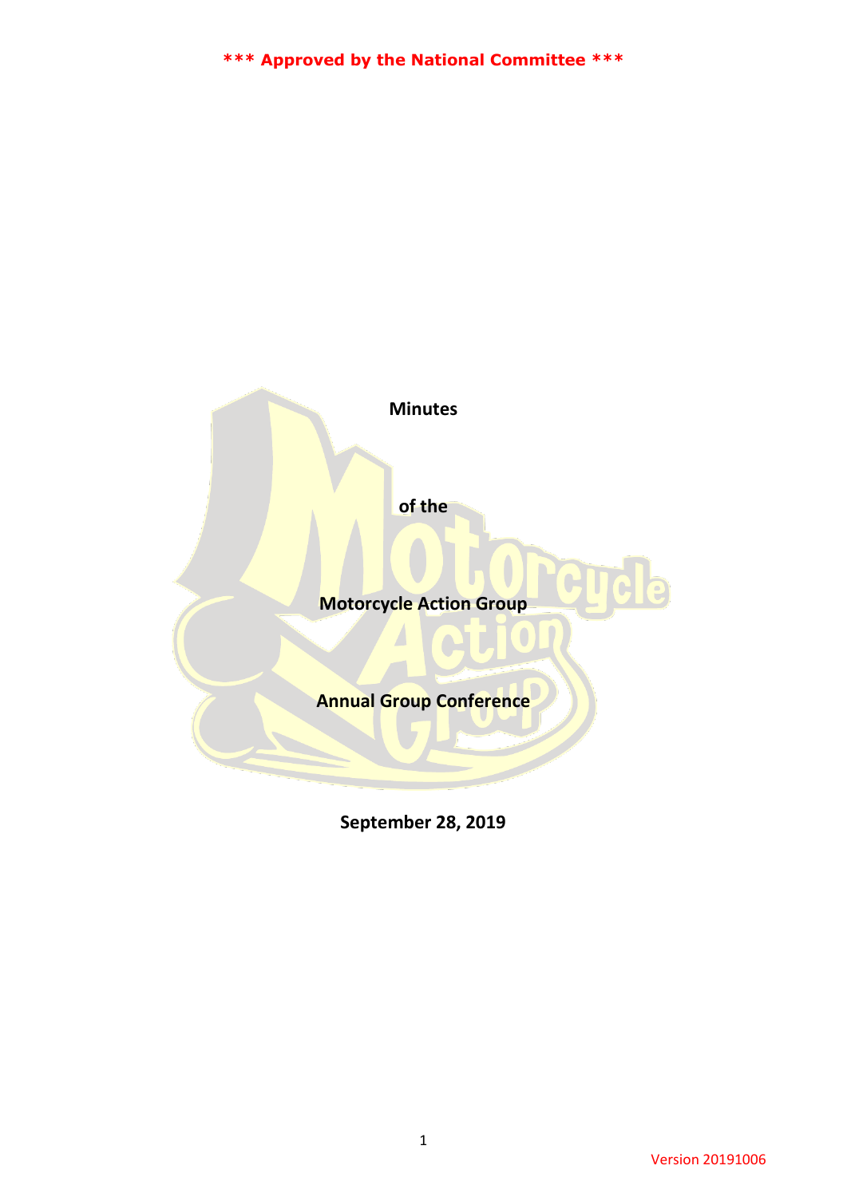**\*\*\* Approved by the National Committee \*\*\***

# Minutes

## of the

## Motorcycle Action Group

## Annual Group Conference

**September 28, 2019**

Version 20191006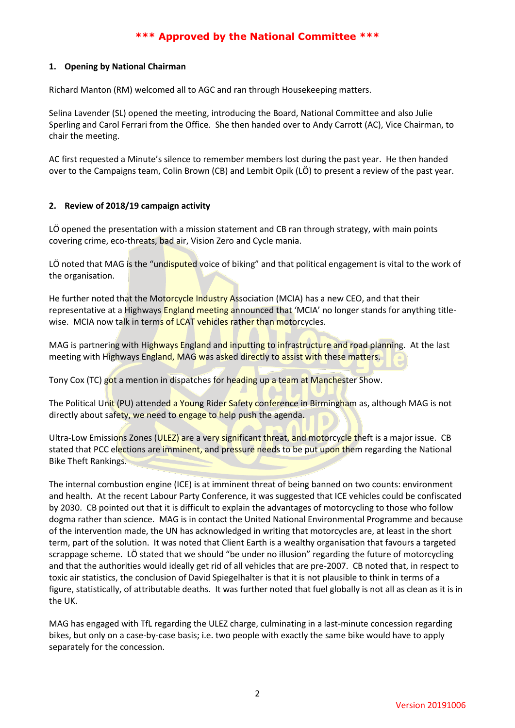*** Approved by the National Committee ***

## 1. Opening by National Chairman

Richard Manton (RM) welcomed all to AGC and ran through Housekeeping matters.

Selina Lavender (SL) opened the meeting, introducing the Board, National Committee and also Julie Sperling and Carol Ferrari from the Office. She then handed over to Andy Carrott (AC), Vice Chairman, to chair the meeting.

AC first requested a Minute's silence to remember members lost during the past year. He then handed over to the Campaigns team, Colin Brown (CB) and Lembit Opik (LÖ) to present a review of the past year.

## 2. Review of 2018/19 campaign activity

LÖ opened the presentation with a mission statement and CB ran through strategy, with main points covering crime, eco-threats, bad air, Vision Zero and Cycle mania.

LÖ noted that MAG is the "undisputed voice of biking" and that political engagement is vital to the work of the organisation.

He further noted that the Motorcycle Industry Association (MCIA) has a new CEO, and that their representative at a Highways England meeting announced that 'MCIA' no longer stands for anything title-wise. MCIA now talk in terms of LCAT vehicles rather than motorcycles.

MAG is partnering with Highways England and inputting to infrastructure and road planning. At the last meeting with Highways England, MAG was asked directly to assist with these matters.

Tony Cox (TC) got a mention in dispatches for heading up a team at Manchester Show.

The Political Unit (PU) attended a Young Rider Safety conference in Birmingham as, although MAG is not directly about safety, we need to engage to help push the agenda.

Ultra-Low Emissions Zones (ULEZ) are a very significant threat, and motorcycle theft is a major issue. CB stated that PCC elections are imminent, and pressure needs to be put upon them regarding the National Bike Theft Rankings.

The internal combustion engine (ICE) is at imminent threat of being banned on two counts: environment and health. At the recent Labour Party Conference, it was suggested that ICE vehicles could be confiscated by 2030. CB pointed out that it is difficult to explain the advantages of motorcycling to those who follow dogma rather than science. MAG is in contact the United National Environmental Programme and because of the intervention made, the UN has acknowledged in writing that motorcycles are, at least in the short term, part of the solution. It was noted that Client Earth is a wealthy organisation that favours a targeted scrappage scheme. LÖ stated that we should "be under no illusion" regarding the future of motorcycling and that the authorities would ideally get rid of all vehicles that are pre-2007. CB noted that, in respect to toxic air statistics, the conclusion of David Spiegelhalter is that it is not plausible to think in terms of a figure, statistically, of attributable deaths. It was further noted that fuel globally is not all as clean as it is in the UK.

MAG has engaged with TfL regarding the ULEZ charge, culminating in a last-minute concession regarding bikes, but only on a case-by-case basis; i.e. two people with exactly the same bike would have to apply separately for the concession.

Version 20191006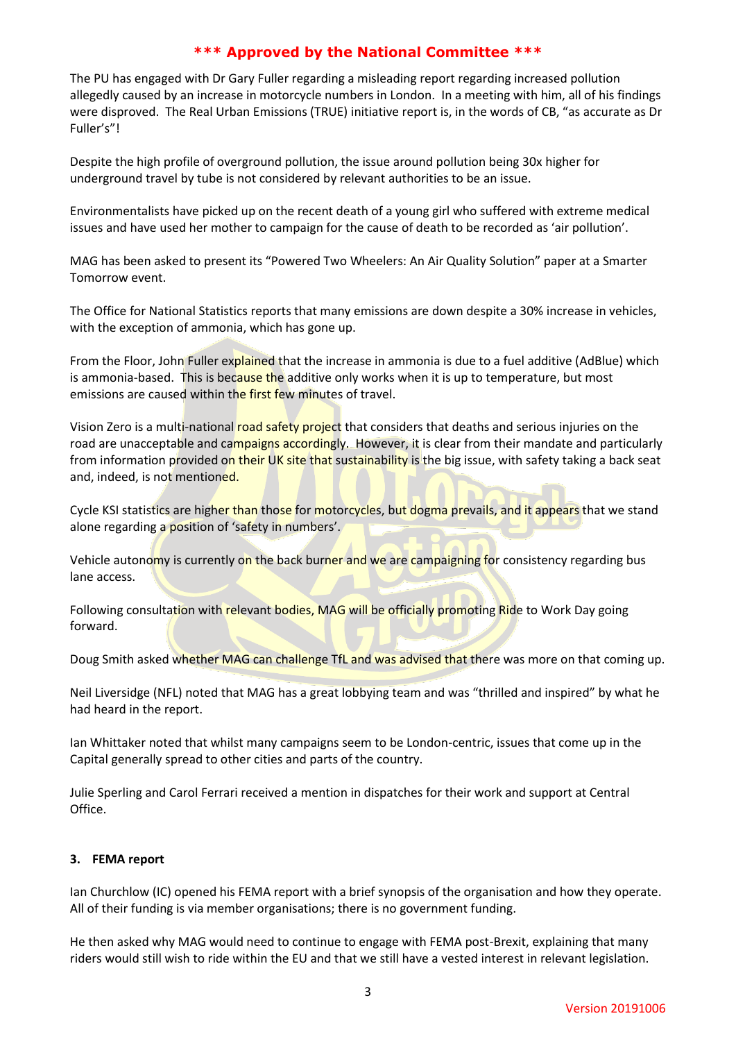**\*\*\* Approved by the National Committee \*\*\***

The PU has engaged with Dr Gary Fuller regarding a misleading report regarding increased pollution allegedly caused by an increase in motorcycle numbers in London. In a meeting with him, all of his findings were disproved. The Real Urban Emissions (TRUE) initiative report is, in the words of CB, "as accurate as Dr Fuller's"!

Despite the high profile of overground pollution, the issue around pollution being 30x higher for underground travel by tube is not considered by relevant authorities to be an issue.

Environmentalists have picked up on the recent death of a young girl who suffered with extreme medical issues and have used her mother to campaign for the cause of death to be recorded as 'air pollution'.

MAG has been asked to present its "Powered Two Wheelers: An Air Quality Solution" paper at a Smarter Tomorrow event.

The Office for National Statistics reports that many emissions are down despite a 30% increase in vehicles, with the exception of ammonia, which has gone up.

From the Floor, John Fuller explained that the increase in ammonia is due to a fuel additive (AdBlue) which is ammonia-based. This is because the additive only works when it is up to temperature, but most emissions are caused within the first few minutes of travel.

Vision Zero is a multi-national road safety project that considers that deaths and serious injuries on the road are unacceptable and campaigns accordingly. However, it is clear from their mandate and particularly from information provided on their UK site that sustainability is the big issue, with safety taking a back seat and, indeed, is not mentioned.

Cycle KSI statistics are higher than those for motorcycles, but dogma prevails, and it appears that we stand alone regarding a position of 'safety in numbers'.

Vehicle autonomy is currently on the back burner and we are campaigning for consistency regarding bus lane access.

Following consultation with relevant bodies, MAG will be officially promoting Ride to Work Day going forward.

Doug Smith asked whether MAG can challenge TfL and was advised that there was more on that coming up.

Neil Liversidge (NFL) noted that MAG has a great lobbying team and was "thrilled and inspired" by what he had heard in the report.

Ian Whittaker noted that whilst many campaigns seem to be London-centric, issues that come up in the Capital generally spread to other cities and parts of the country.

Julie Sperling and Carol Ferrari received a mention in dispatches for their work and support at Central Office.

### 3. FEMA report

Ian Churchlow (IC) opened his FEMA report with a brief synopsis of the organisation and how they operate. All of their funding is via member organisations; there is no government funding.

He then asked why MAG would need to continue to engage with FEMA post-Brexit, explaining that many riders would still wish to ride within the EU and that we still have a vested interest in relevant legislation.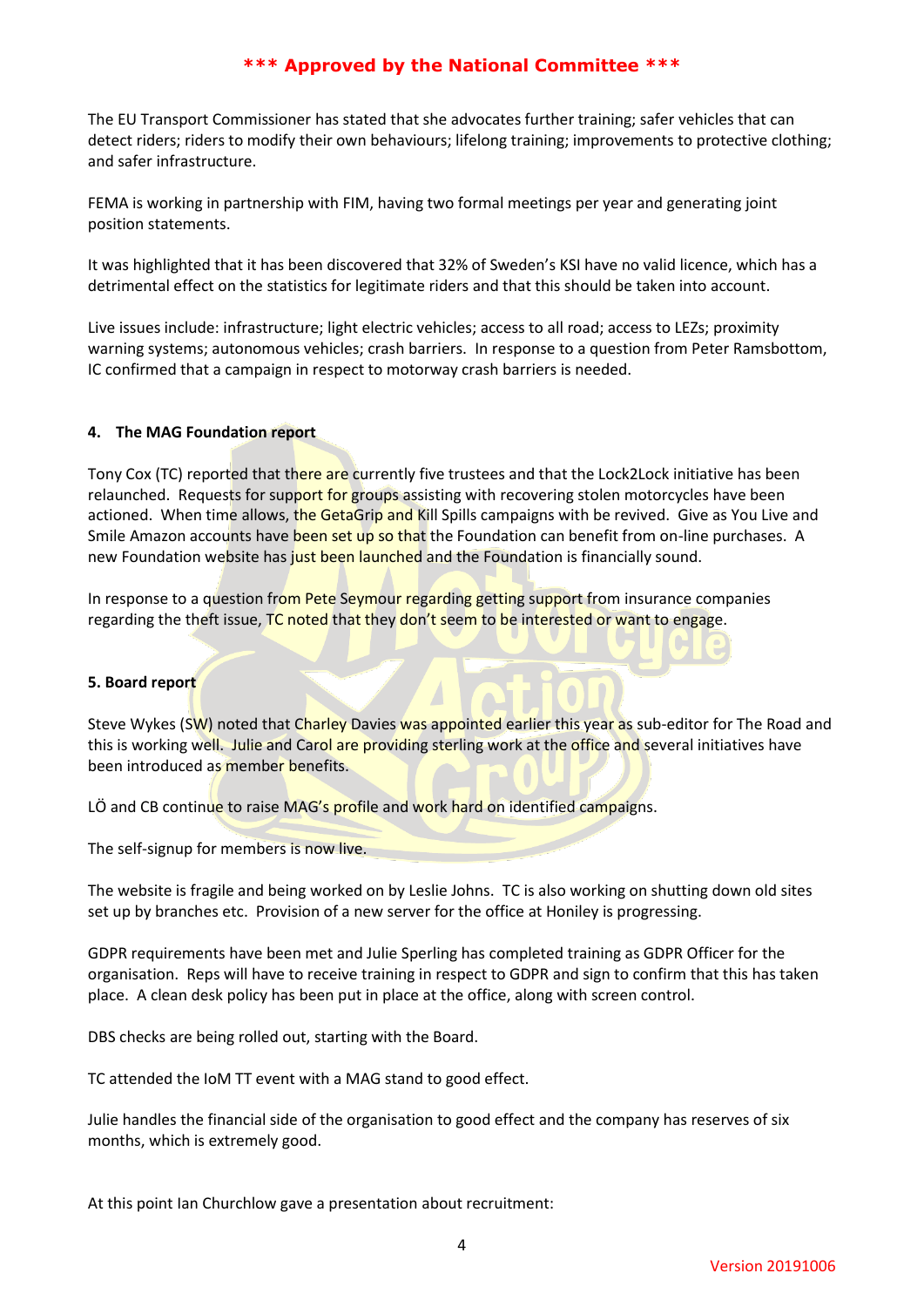**\*\*\* Approved by the National Committee \*\*\***

The EU Transport Commissioner has stated that she advocates further training; safer vehicles that can detect riders; riders to modify their own behaviours; lifelong training; improvements to protective clothing; and safer infrastructure.

FEMA is working in partnership with FIM, having two formal meetings per year and generating joint position statements.

It was highlighted that it has been discovered that 32% of Sweden's KSI have no valid licence, which has a detrimental effect on the statistics for legitimate riders and that this should be taken into account.

Live issues include: infrastructure; light electric vehicles; access to all road; access to LEZs; proximity warning systems; autonomous vehicles; crash barriers. In response to a question from Peter Ramsbottom, IC confirmed that a campaign in respect to motorway crash barriers is needed.

#### 4. The MAG Foundation report

Tony Cox (TC) reported that there are currently five trustees and that the Lock2Lock initiative has been relaunched. Requests for support for groups assisting with recovering stolen motorcycles have been actioned. When time allows, the GetaGrip and Kill Spills campaigns with be revived. Give as You Live and Smile Amazon accounts have been set up so that the Foundation can benefit from on-line purchases. A new Foundation website has just been launched and the Foundation is financially sound.

In response to a question from Pete Seymour regarding getting support from insurance companies regarding the theft issue, TC noted that they don't seem to be interested or want to engage.

#### 5. Board report

Steve Wykes (SW) noted that Charley Davies was appointed earlier this year as sub-editor for The Road and this is working well. Julie and Carol are providing sterling work at the office and several initiatives have been introduced as member benefits.

LÖ and CB continue to raise MAG's profile and work hard on identified campaigns.

The self-signup for members is now live.

The website is fragile and being worked on by Leslie Johns. TC is also working on shutting down old sites set up by branches etc. Provision of a new server for the office at Honiley is progressing.

GDPR requirements have been met and Julie Sperling has completed training as GDPR Officer for the organisation. Reps will have to receive training in respect to GDPR and sign to confirm that this has taken place. A clean desk policy has been put in place at the office, along with screen control.

DBS checks are being rolled out, starting with the Board.

TC attended the IoM TT event with a MAG stand to good effect.

Julie handles the financial side of the organisation to good effect and the company has reserves of six months, which is extremely good.

At this point Ian Churchlow gave a presentation about recruitment: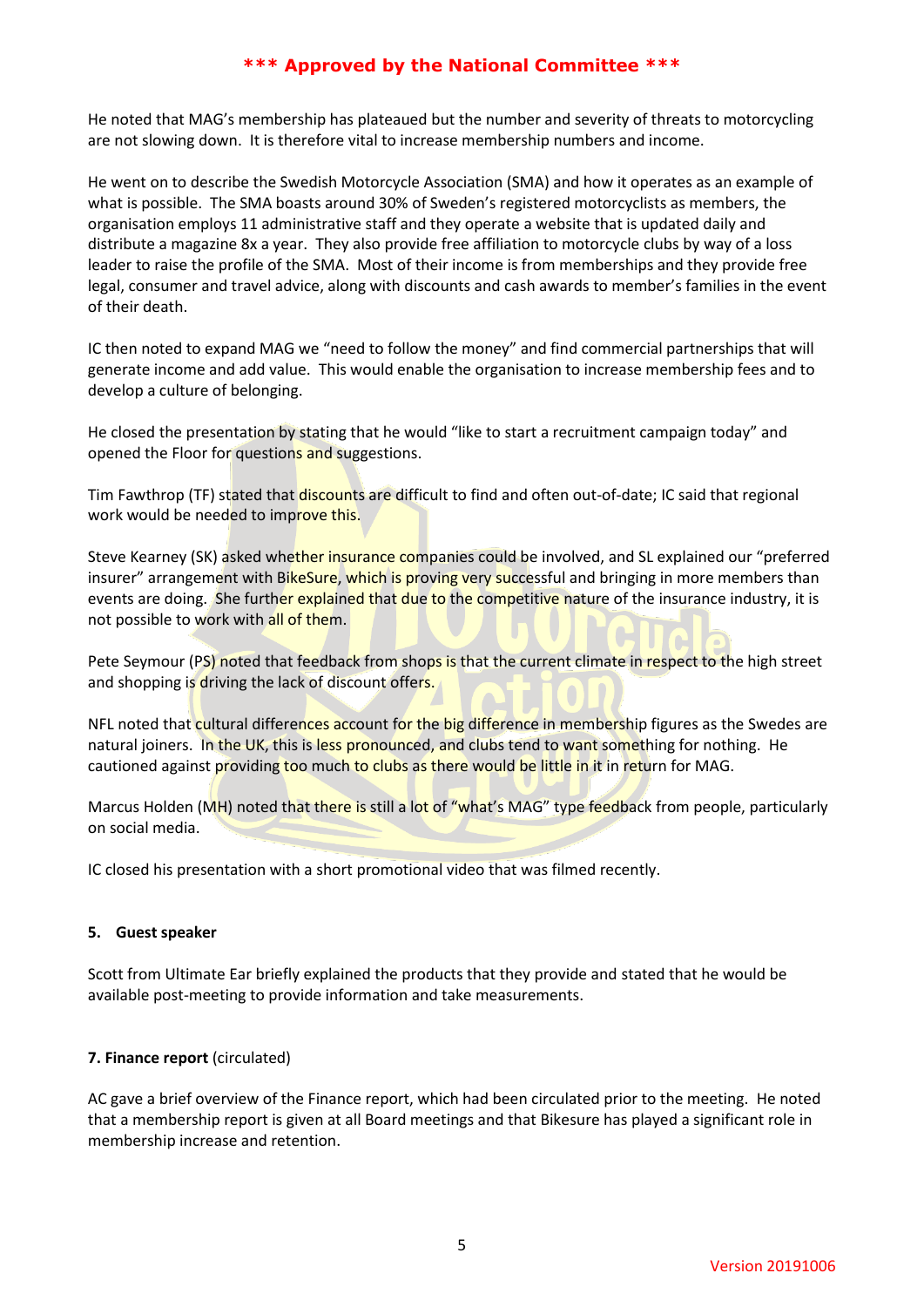**\*\*\* Approved by the National Committee \*\*\***

He noted that MAG's membership has plateaued but the number and severity of threats to motorcycling are not slowing down. It is therefore vital to increase membership numbers and income.

He went on to describe the Swedish Motorcycle Association (SMA) and how it operates as an example of what is possible. The SMA boasts around 30% of Sweden's registered motorcyclists as members, the organisation employs 11 administrative staff and they operate a website that is updated daily and distribute a magazine 8x a year. They also provide free affiliation to motorcycle clubs by way of a loss leader to raise the profile of the SMA. Most of their income is from memberships and they provide free legal, consumer and travel advice, along with discounts and cash awards to member's families in the event of their death.

IC then noted to expand MAG we "need to follow the money" and find commercial partnerships that will generate income and add value. This would enable the organisation to increase membership fees and to develop a culture of belonging.

He closed the presentation by stating that he would "like to start a recruitment campaign today" and opened the Floor for questions and suggestions.

Tim Fawthrop (TF) stated that discounts are difficult to find and often out-of-date; IC said that regional work would be needed to improve this.

Steve Kearney (SK) asked whether insurance companies could be involved, and SL explained our "preferred insurer" arrangement with BikeSure, which is proving very successful and bringing in more members than events are doing. She further explained that due to the competitive nature of the insurance industry, it is not possible to work with all of them.

Pete Seymour (PS) noted that feedback from shops is that the current climate in respect to the high street and shopping is driving the lack of discount offers.

NFL noted that cultural differences account for the big difference in membership figures as the Swedes are natural joiners. In the UK, this is less pronounced, and clubs tend to want something for nothing. He cautioned against providing too much to clubs as there would be little in it in return for MAG.

Marcus Holden (MH) noted that there is still a lot of "what's MAG" type feedback from people, particularly on social media.

IC closed his presentation with a short promotional video that was filmed recently.

#### 5. Guest speaker

Scott from Ultimate Ear briefly explained the products that they provide and stated that he would be available post-meeting to provide information and take measurements.

#### 7. Finance report (circulated)

AC gave a brief overview of the Finance report, which had been circulated prior to the meeting. He noted that a membership report is given at all Board meetings and that Bikesure has played a significant role in membership increase and retention.

Version 20191006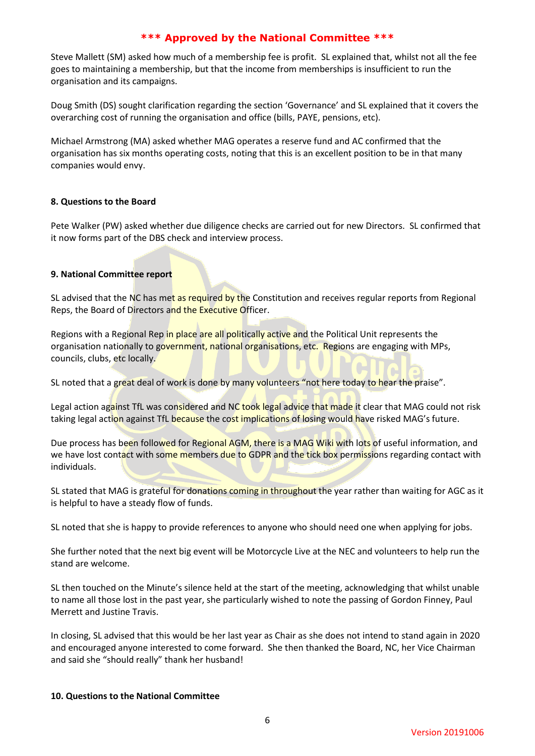**\*\*\* Approved by the National Committee \*\*\***

Steve Mallett (SM) asked how much of a membership fee is profit. SL explained that, whilst not all the fee goes to maintaining a membership, but that the income from memberships is insufficient to run the organisation and its campaigns.

Doug Smith (DS) sought clarification regarding the section 'Governance' and SL explained that it covers the overarching cost of running the organisation and office (bills, PAYE, pensions, etc).

Michael Armstrong (MA) asked whether MAG operates a reserve fund and AC confirmed that the organisation has six months operating costs, noting that this is an excellent position to be in that many companies would envy.

**8. Questions to the Board**

Pete Walker (PW) asked whether due diligence checks are carried out for new Directors. SL confirmed that it now forms part of the DBS check and interview process.

**9. National Committee report**

SL advised that the NC has met as required by the Constitution and receives regular reports from Regional Reps, the Board of Directors and the Executive Officer.

Regions with a Regional Rep in place are all politically active and the Political Unit represents the organisation nationally to government, national organisations, etc. Regions are engaging with MPs, councils, clubs, etc locally.

SL noted that a great deal of work is done by many volunteers "not here today to hear the praise".

Legal action against TfL was considered and NC took legal advice that made it clear that MAG could not risk taking legal action against TfL because the cost implications of losing would have risked MAG's future.

Due process has been followed for Regional AGM, there is a MAG Wiki with lots of useful information, and we have lost contact with some members due to GDPR and the tick box permissions regarding contact with individuals.

SL stated that MAG is grateful for donations coming in throughout the year rather than waiting for AGC as it is helpful to have a steady flow of funds.

SL noted that she is happy to provide references to anyone who should need one when applying for jobs.

She further noted that the next big event will be Motorcycle Live at the NEC and volunteers to help run the stand are welcome.

SL then touched on the Minute's silence held at the start of the meeting, acknowledging that whilst unable to name all those lost in the past year, she particularly wished to note the passing of Gordon Finney, Paul Merrett and Justine Travis.

In closing, SL advised that this would be her last year as Chair as she does not intend to stand again in 2020 and encouraged anyone interested to come forward. She then thanked the Board, NC, her Vice Chairman and said she "should really" thank her husband!

**10. Questions to the National Committee**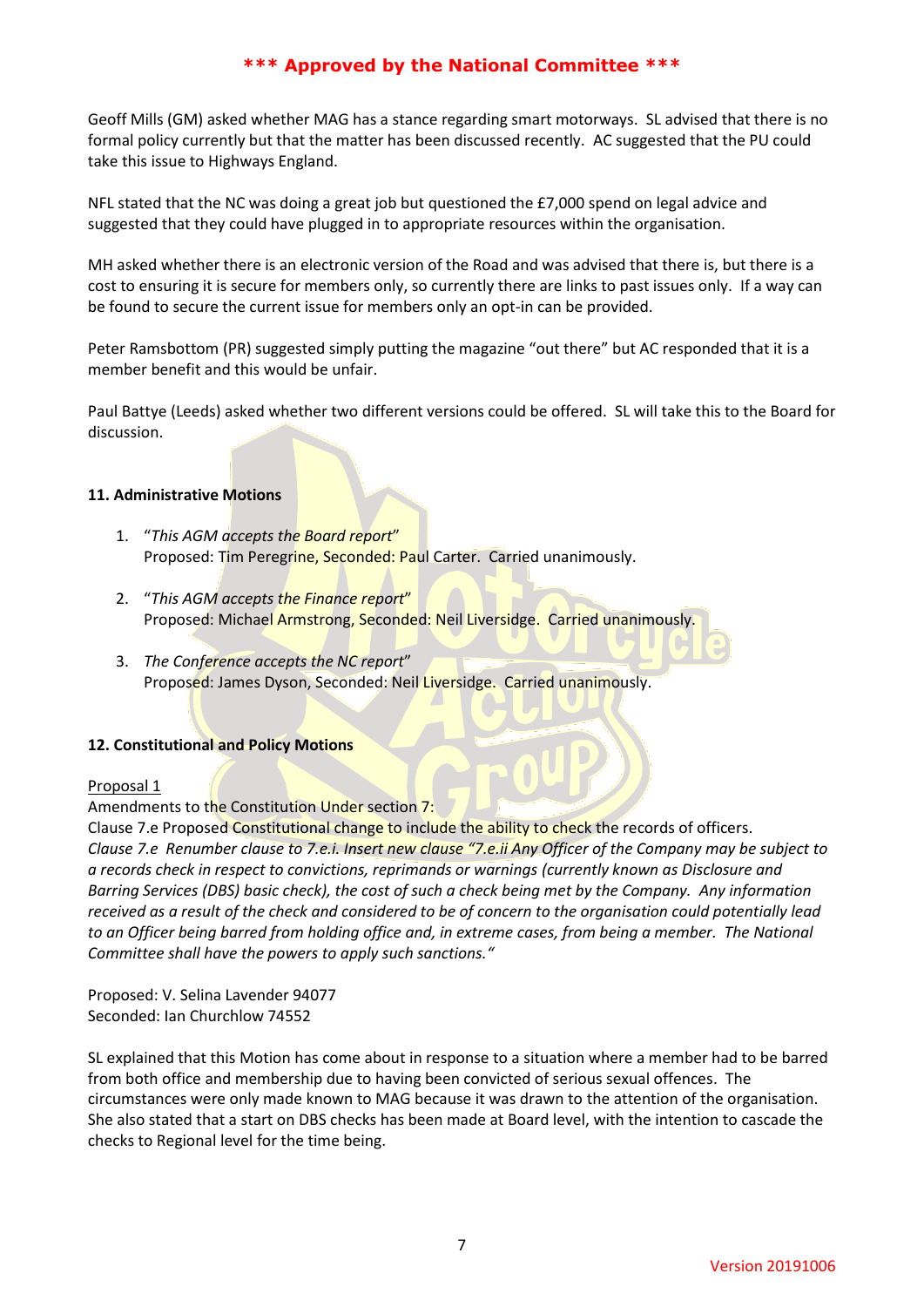*** Approved by the National Committee ***

Geoff Mills (GM) asked whether MAG has a stance regarding smart motorways. SL advised that there is no formal policy currently but that the matter has been discussed recently. AC suggested that the PU could take this issue to Highways England.

NFL stated that the NC was doing a great job but questioned the £7,000 spend on legal advice and suggested that they could have plugged in to appropriate resources within the organisation.

MH asked whether there is an electronic version of the Road and was advised that there is, but there is a cost to ensuring it is secure for members only, so currently there are links to past issues only. If a way can be found to secure the current issue for members only an opt-in can be provided.

Peter Ramsbottom (PR) suggested simply putting the magazine "out there" but AC responded that it is a member benefit and this would be unfair.

Paul Battye (Leeds) asked whether two different versions could be offered. SL will take this to the Board for discussion.

#### 11. Administrative Motions

1. "*This AGM accepts the Board report*"
   Proposed: Tim Peregrine, Seconded: Paul Carter. Carried unanimously.

2. "*This AGM accepts the Finance report*"
   Proposed: Michael Armstrong, Seconded: Neil Liversidge. Carried unanimously.

3. *The Conference accepts the NC report*"
   Proposed: James Dyson, Seconded: Neil Liversidge. Carried unanimously.

#### 12. Constitutional and Policy Motions

<u>Proposal 1</u>
Amendments to the Constitution Under section 7:
Clause 7.e Proposed Constitutional change to include the ability to check the records of officers.
*Clause 7.e Renumber clause to 7.e.i. Insert new clause "7.e.ii Any Officer of the Company may be subject to a records check in respect to convictions, reprimands or warnings (currently known as Disclosure and Barring Services (DBS) basic check), the cost of such a check being met by the Company. Any information received as a result of the check and considered to be of concern to the organisation could potentially lead to an Officer being barred from holding office and, in extreme cases, from being a member. The National Committee shall have the powers to apply such sanctions."*

Proposed: V. Selina Lavender 94077
Seconded: Ian Churchlow 74552

SL explained that this Motion has come about in response to a situation where a member had to be barred from both office and membership due to having been convicted of serious sexual offences. The circumstances were only made known to MAG because it was drawn to the attention of the organisation. She also stated that a start on DBS checks has been made at Board level, with the intention to cascade the checks to Regional level for the time being.

Version 20191006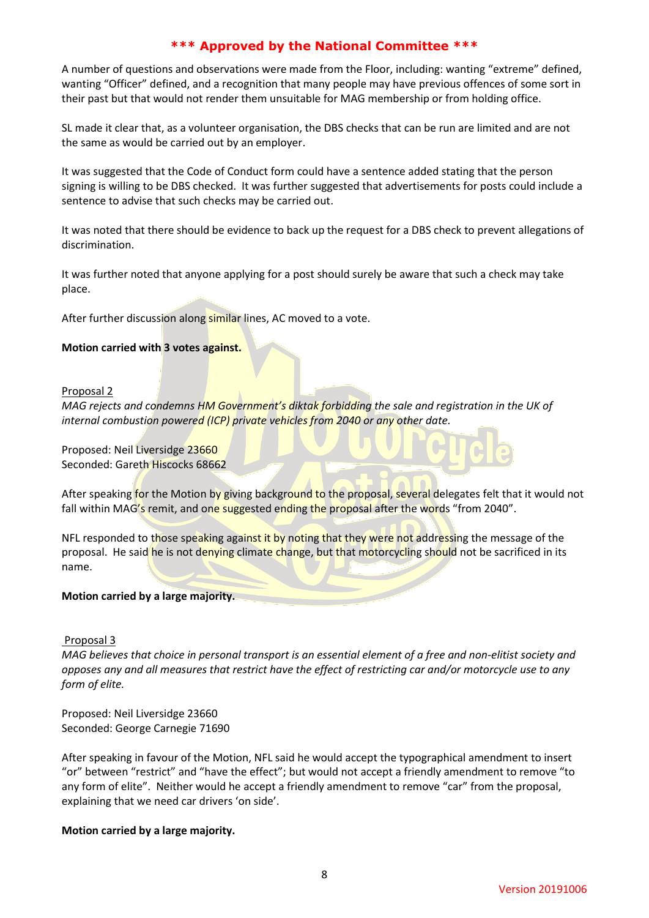**\*\*\* Approved by the National Committee \*\*\***

A number of questions and observations were made from the Floor, including: wanting "extreme" defined, wanting "Officer" defined, and a recognition that many people may have previous offences of some sort in their past but that would not render them unsuitable for MAG membership or from holding office.

SL made it clear that, as a volunteer organisation, the DBS checks that can be run are limited and are not the same as would be carried out by an employer.

It was suggested that the Code of Conduct form could have a sentence added stating that the person signing is willing to be DBS checked. It was further suggested that advertisements for posts could include a sentence to advise that such checks may be carried out.

It was noted that there should be evidence to back up the request for a DBS check to prevent allegations of discrimination.

It was further noted that anyone applying for a post should surely be aware that such a check may take place.

After further discussion along similar lines, AC moved to a vote.

**Motion carried with 3 votes against.**

Proposal 2

*MAG rejects and condemns HM Government's diktak forbidding the sale and registration in the UK of internal combustion powered (ICP) private vehicles from 2040 or any other date.*

Proposed: Neil Liversidge 23660
Seconded: Gareth Hiscocks 68662

After speaking for the Motion by giving background to the proposal, several delegates felt that it would not fall within MAG's remit, and one suggested ending the proposal after the words "from 2040".

NFL responded to those speaking against it by noting that they were not addressing the message of the proposal. He said he is not denying climate change, but that motorcycling should not be sacrificed in its name.

**Motion carried by a large majority.**

Proposal 3

*MAG believes that choice in personal transport is an essential element of a free and non-elitist society and opposes any and all measures that restrict have the effect of restricting car and/or motorcycle use to any form of elite.*

Proposed: Neil Liversidge 23660
Seconded: George Carnegie 71690

After speaking in favour of the Motion, NFL said he would accept the typographical amendment to insert "or" between "restrict" and "have the effect"; but would not accept a friendly amendment to remove "to any form of elite". Neither would he accept a friendly amendment to remove "car" from the proposal, explaining that we need car drivers 'on side'.

**Motion carried by a large majority.**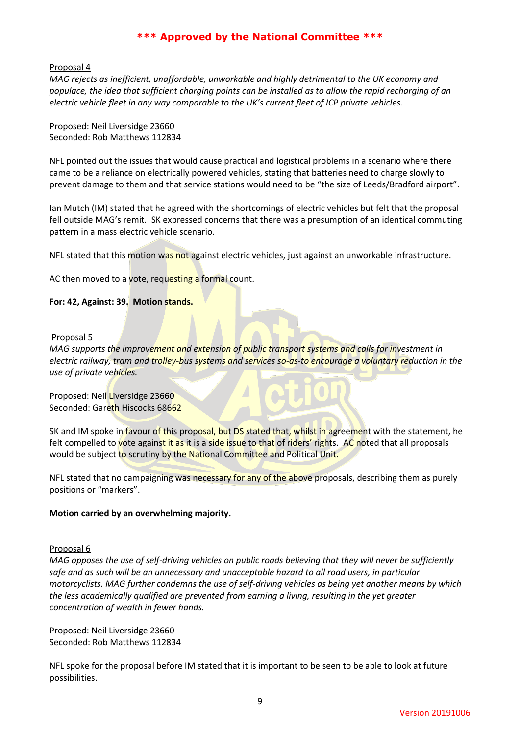**\*\*\* Approved by the National Committee \*\*\***

Proposal 4

*MAG rejects as inefficient, unaffordable, unworkable and highly detrimental to the UK economy and populace, the idea that sufficient charging points can be installed as to allow the rapid recharging of an electric vehicle fleet in any way comparable to the UK's current fleet of ICP private vehicles.*

Proposed: Neil Liversidge 23660
Seconded: Rob Matthews 112834

NFL pointed out the issues that would cause practical and logistical problems in a scenario where there came to be a reliance on electrically powered vehicles, stating that batteries need to charge slowly to prevent damage to them and that service stations would need to be "the size of Leeds/Bradford airport".

Ian Mutch (IM) stated that he agreed with the shortcomings of electric vehicles but felt that the proposal fell outside MAG's remit. SK expressed concerns that there was a presumption of an identical commuting pattern in a mass electric vehicle scenario.

NFL stated that this motion was not against electric vehicles, just against an unworkable infrastructure.

AC then moved to a vote, requesting a formal count.

**For: 42, Against: 39. Motion stands.**

Proposal 5

*MAG supports the improvement and extension of public transport systems and calls for investment in electric railway, tram and trolley-bus systems and services so-as-to encourage a voluntary reduction in the use of private vehicles.*

Proposed: Neil Liversidge 23660
Seconded: Gareth Hiscocks 68662

SK and IM spoke in favour of this proposal, but DS stated that, whilst in agreement with the statement, he felt compelled to vote against it as it is a side issue to that of riders' rights. AC noted that all proposals would be subject to scrutiny by the National Committee and Political Unit.

NFL stated that no campaigning was necessary for any of the above proposals, describing them as purely positions or "markers".

**Motion carried by an overwhelming majority.**

Proposal 6

*MAG opposes the use of self-driving vehicles on public roads believing that they will never be sufficiently safe and as such will be an unnecessary and unacceptable hazard to all road users, in particular motorcyclists. MAG further condemns the use of self-driving vehicles as being yet another means by which the less academically qualified are prevented from earning a living, resulting in the yet greater concentration of wealth in fewer hands.*

Proposed: Neil Liversidge 23660
Seconded: Rob Matthews 112834

NFL spoke for the proposal before IM stated that it is important to be seen to be able to look at future possibilities.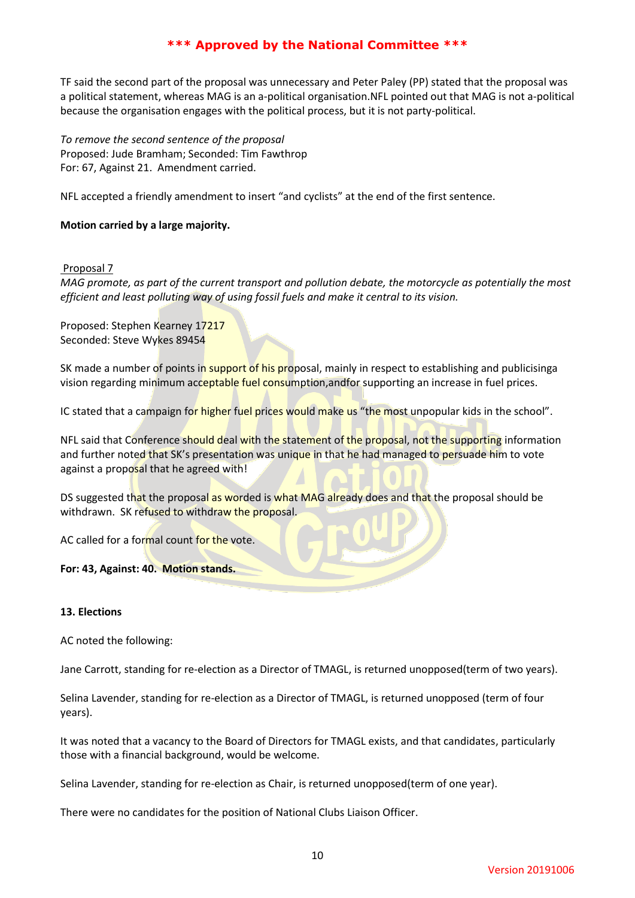**\*\*\* Approved by the National Committee \*\*\***

TF said the second part of the proposal was unnecessary and Peter Paley (PP) stated that the proposal was a political statement, whereas MAG is an a-political organisation.NFL pointed out that MAG is not a-political because the organisation engages with the political process, but it is not party-political.

*To remove the second sentence of the proposal*
Proposed: Jude Bramham; Seconded: Tim Fawthrop
For: 67, Against 21. Amendment carried.

NFL accepted a friendly amendment to insert "and cyclists" at the end of the first sentence.

**Motion carried by a large majority.**

Proposal 7

*MAG promote, as part of the current transport and pollution debate, the motorcycle as potentially the most efficient and least polluting way of using fossil fuels and make it central to its vision.*

Proposed: Stephen Kearney 17217
Seconded: Steve Wykes 89454

SK made a number of points in support of his proposal, mainly in respect to establishing and publicisinga vision regarding minimum acceptable fuel consumption,andfor supporting an increase in fuel prices.

IC stated that a campaign for higher fuel prices would make us "the most unpopular kids in the school".

NFL said that Conference should deal with the statement of the proposal, not the supporting information and further noted that SK's presentation was unique in that he had managed to persuade him to vote against a proposal that he agreed with!

DS suggested that the proposal as worded is what MAG already does and that the proposal should be withdrawn. SK refused to withdraw the proposal.

AC called for a formal count for the vote.

**For: 43, Against: 40. Motion stands.**

### 13. Elections

AC noted the following:

Jane Carrott, standing for re-election as a Director of TMAGL, is returned unopposed(term of two years).

Selina Lavender, standing for re-election as a Director of TMAGL, is returned unopposed (term of four years).

It was noted that a vacancy to the Board of Directors for TMAGL exists, and that candidates, particularly those with a financial background, would be welcome.

Selina Lavender, standing for re-election as Chair, is returned unopposed(term of one year).

There were no candidates for the position of National Clubs Liaison Officer.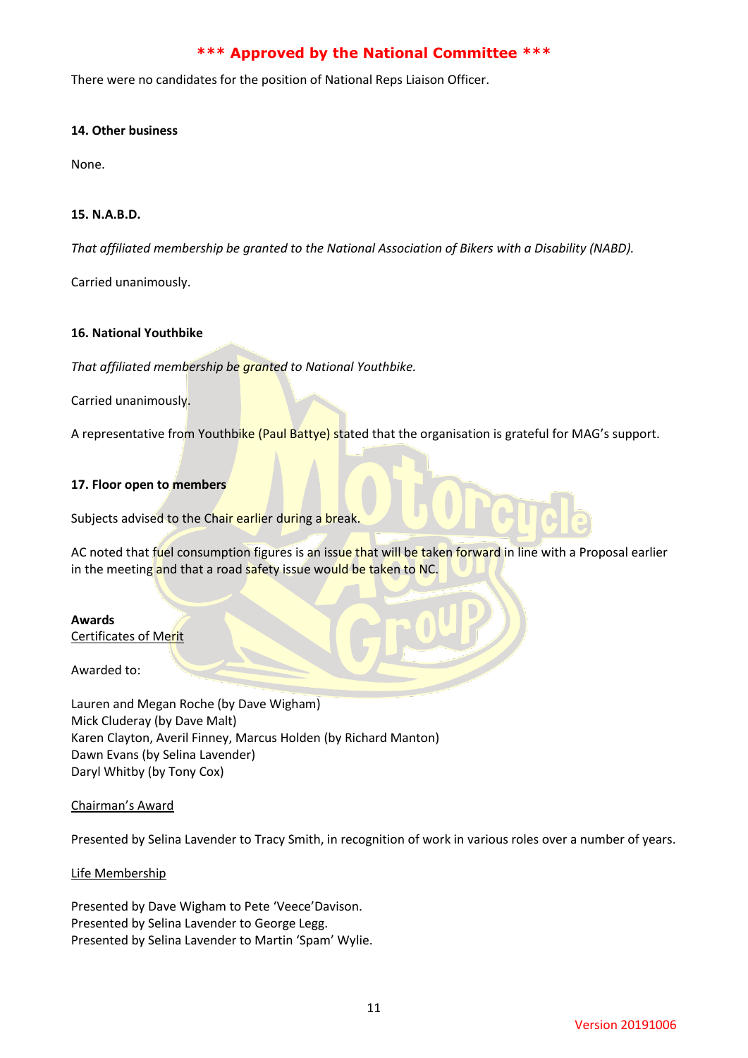**\*\*\* Approved by the National Committee \*\*\***

There were no candidates for the position of National Reps Liaison Officer.

**14. Other business**

None.

**15. N.A.B.D.**

*That affiliated membership be granted to the National Association of Bikers with a Disability (NABD).*

Carried unanimously.

**16. National Youthbike**

*That affiliated membership be granted to National Youthbike.*

Carried unanimously.

A representative from Youthbike (Paul Battye) stated that the organisation is grateful for MAG's support.

**17. Floor open to members**

Subjects advised to the Chair earlier during a break.

AC noted that fuel consumption figures is an issue that will be taken forward in line with a Proposal earlier in the meeting and that a road safety issue would be taken to NC.

**Awards**

Certificates of Merit

Awarded to:

Lauren and Megan Roche (by Dave Wigham)
Mick Cluderay (by Dave Malt)
Karen Clayton, Averil Finney, Marcus Holden (by Richard Manton)
Dawn Evans (by Selina Lavender)
Daryl Whitby (by Tony Cox)

Chairman's Award

Presented by Selina Lavender to Tracy Smith, in recognition of work in various roles over a number of years.

Life Membership

Presented by Dave Wigham to Pete 'Veece'Davison.
Presented by Selina Lavender to George Legg.
Presented by Selina Lavender to Martin 'Spam' Wylie.

Version 20191006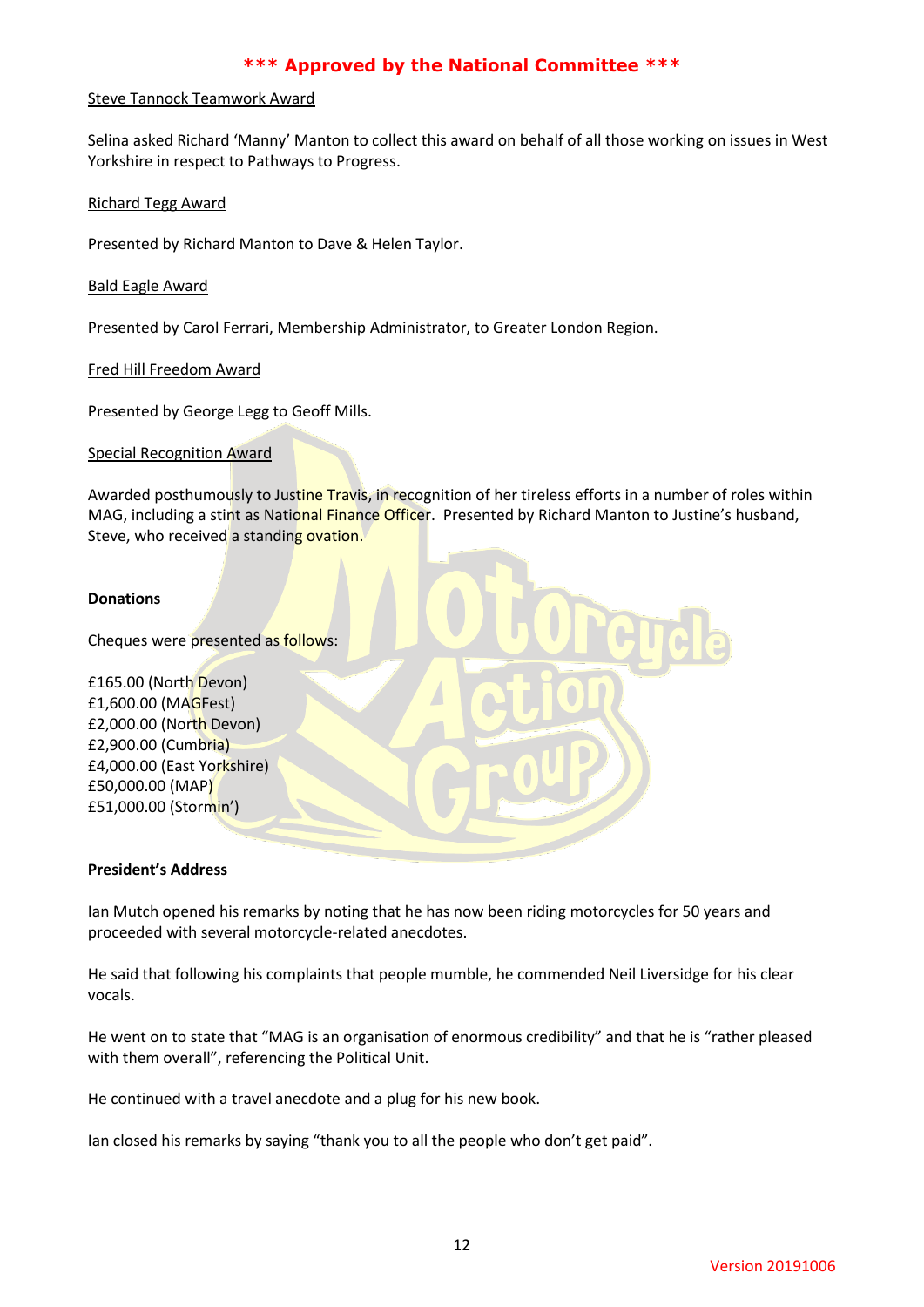**\*\*\* Approved by the National Committee \*\*\***

Steve Tannock Teamwork Award

Selina asked Richard 'Manny' Manton to collect this award on behalf of all those working on issues in West Yorkshire in respect to Pathways to Progress.

Richard Tegg Award

Presented by Richard Manton to Dave & Helen Taylor.

Bald Eagle Award

Presented by Carol Ferrari, Membership Administrator, to Greater London Region.

Fred Hill Freedom Award

Presented by George Legg to Geoff Mills.

Special Recognition Award

Awarded posthumously to Justine Travis, in recognition of her tireless efforts in a number of roles within MAG, including a stint as National Finance Officer. Presented by Richard Manton to Justine's husband, Steve, who received a standing ovation.

**Donations**

Cheques were presented as follows:

£165.00 (North Devon)
£1,600.00 (MAGFest)
£2,000.00 (North Devon)
£2,900.00 (Cumbria)
£4,000.00 (East Yorkshire)
£50,000.00 (MAP)
£51,000.00 (Stormin')

**President's Address**

Ian Mutch opened his remarks by noting that he has now been riding motorcycles for 50 years and proceeded with several motorcycle-related anecdotes.

He said that following his complaints that people mumble, he commended Neil Liversidge for his clear vocals.

He went on to state that "MAG is an organisation of enormous credibility" and that he is "rather pleased with them overall", referencing the Political Unit.

He continued with a travel anecdote and a plug for his new book.

Ian closed his remarks by saying "thank you to all the people who don't get paid".

Version 20191006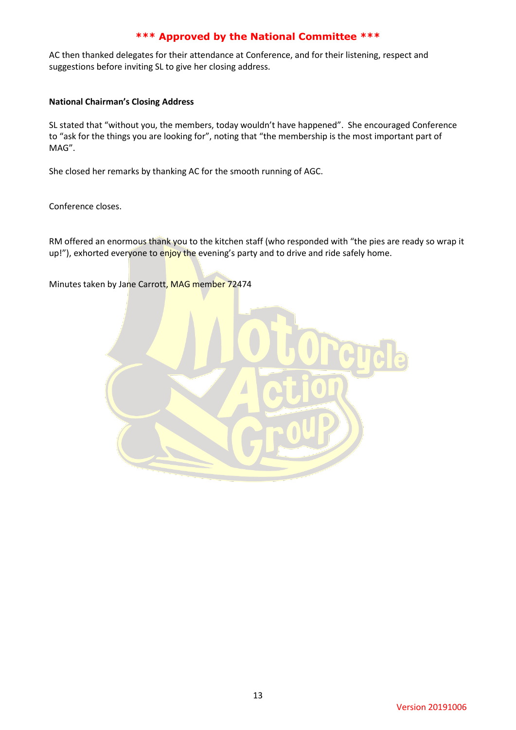**\*\*\* Approved by the National Committee \*\*\***

AC then thanked delegates for their attendance at Conference, and for their listening, respect and suggestions before inviting SL to give her closing address.

**National Chairman's Closing Address**

SL stated that "without you, the members, today wouldn't have happened". She encouraged Conference to "ask for the things you are looking for", noting that "the membership is the most important part of MAG".

She closed her remarks by thanking AC for the smooth running of AGC.

Conference closes.

RM offered an enormous thank you to the kitchen staff (who responded with "the pies are ready so wrap it up!"), exhorted everyone to enjoy the evening's party and to drive and ride safely home.

Minutes taken by Jane Carrott, MAG member 72474

Version 20191006